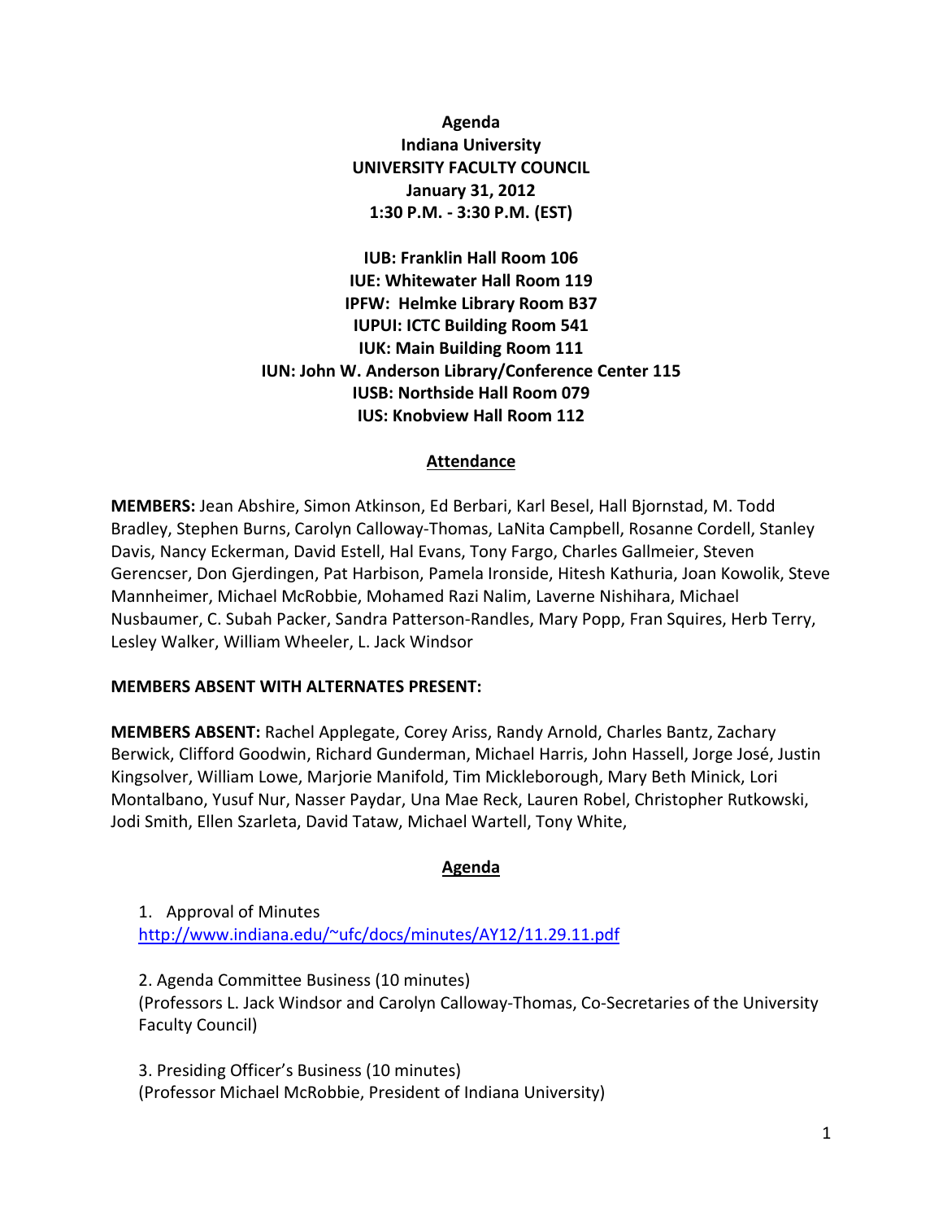**Agenda**
**Indiana University**
**UNIVERSITY FACULTY COUNCIL**
**January 31, 2012**
**1:30 P.M. - 3:30 P.M. (EST)**

**IUB: Franklin Hall Room 106**
**IUE: Whitewater Hall Room 119**
**IPFW: Helmke Library Room B37**
**IUPUI: ICTC Building Room 541**
**IUK: Main Building Room 111**
**IUN: John W. Anderson Library/Conference Center 115**
**IUSB: Northside Hall Room 079**
**IUS: Knobview Hall Room 112**

## Attendance

**MEMBERS:** Jean Abshire, Simon Atkinson, Ed Berbari, Karl Besel, Hall Bjornstad, M. Todd Bradley, Stephen Burns, Carolyn Calloway-Thomas, LaNita Campbell, Rosanne Cordell, Stanley Davis, Nancy Eckerman, David Estell, Hal Evans, Tony Fargo, Charles Gallmeier, Steven Gerencser, Don Gjerdingen, Pat Harbison, Pamela Ironside, Hitesh Kathuria, Joan Kowolik, Steve Mannheimer, Michael McRobbie, Mohamed Razi Nalim, Laverne Nishihara, Michael Nusbaumer, C. Subah Packer, Sandra Patterson-Randles, Mary Popp, Fran Squires, Herb Terry, Lesley Walker, William Wheeler, L. Jack Windsor

**MEMBERS ABSENT WITH ALTERNATES PRESENT:**

**MEMBERS ABSENT:** Rachel Applegate, Corey Ariss, Randy Arnold, Charles Bantz, Zachary Berwick, Clifford Goodwin, Richard Gunderman, Michael Harris, John Hassell, Jorge José, Justin Kingsolver, William Lowe, Marjorie Manifold, Tim Mickleborough, Mary Beth Minick, Lori Montalbano, Yusuf Nur, Nasser Paydar, Una Mae Reck, Lauren Robel, Christopher Rutkowski, Jodi Smith, Ellen Szarleta, David Tataw, Michael Wartell, Tony White,

## Agenda

1. Approval of Minutes
http://www.indiana.edu/~ufc/docs/minutes/AY12/11.29.11.pdf

2. Agenda Committee Business (10 minutes)
(Professors L. Jack Windsor and Carolyn Calloway-Thomas, Co-Secretaries of the University Faculty Council)

3. Presiding Officer's Business (10 minutes)
(Professor Michael McRobbie, President of Indiana University)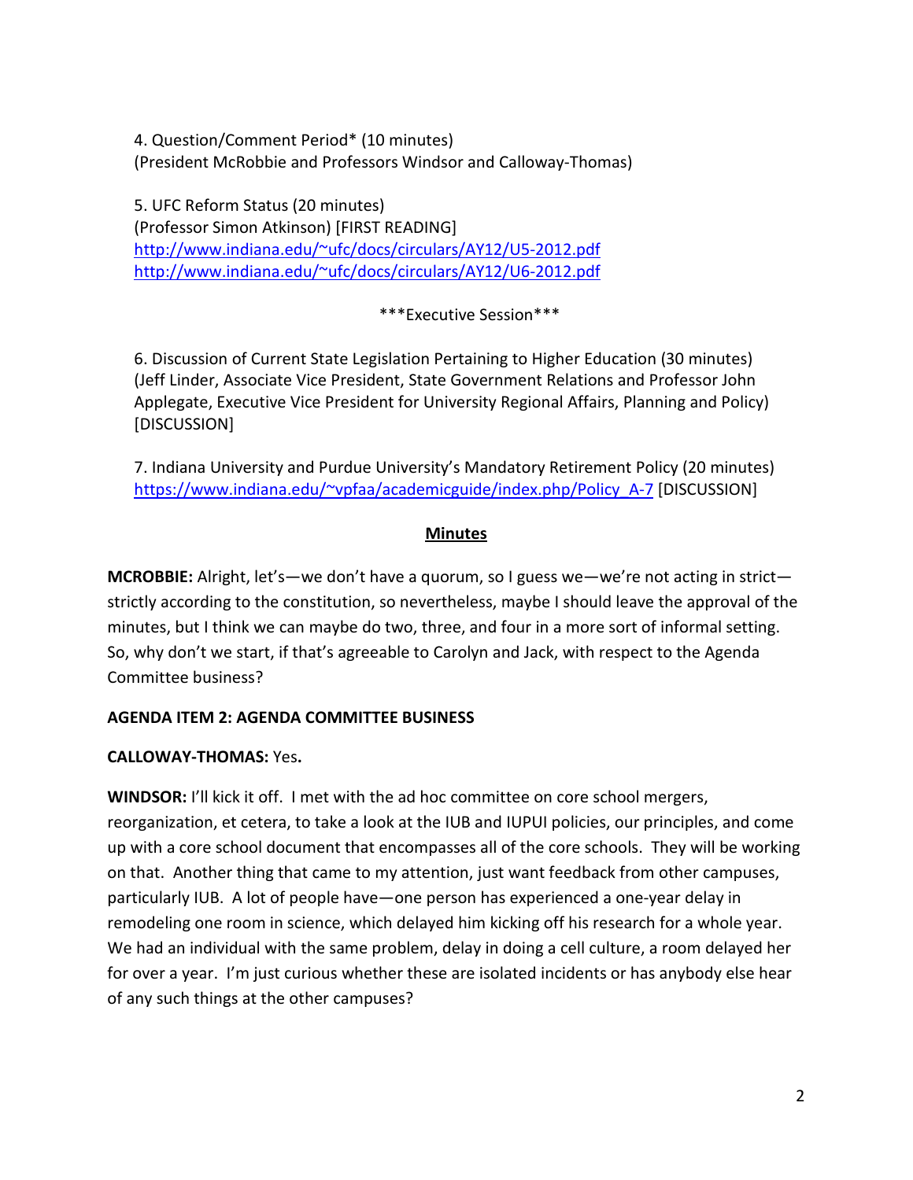4. Question/Comment Period* (10 minutes)
(President McRobbie and Professors Windsor and Calloway-Thomas)

5. UFC Reform Status (20 minutes)
(Professor Simon Atkinson) [FIRST READING]
http://www.indiana.edu/~ufc/docs/circulars/AY12/U5-2012.pdf
http://www.indiana.edu/~ufc/docs/circulars/AY12/U6-2012.pdf

***Executive Session***

6. Discussion of Current State Legislation Pertaining to Higher Education (30 minutes)
(Jeff Linder, Associate Vice President, State Government Relations and Professor John Applegate, Executive Vice President for University Regional Affairs, Planning and Policy) [DISCUSSION]

7. Indiana University and Purdue University's Mandatory Retirement Policy (20 minutes)
https://www.indiana.edu/~vpfaa/academicguide/index.php/Policy_A-7 [DISCUSSION]

## Minutes

**MCROBBIE:** Alright, let's—we don't have a quorum, so I guess we—we're not acting in strict—strictly according to the constitution, so nevertheless, maybe I should leave the approval of the minutes, but I think we can maybe do two, three, and four in a more sort of informal setting. So, why don't we start, if that's agreeable to Carolyn and Jack, with respect to the Agenda Committee business?

**AGENDA ITEM 2: AGENDA COMMITTEE BUSINESS**

**CALLOWAY-THOMAS:** Yes.

**WINDSOR:** I'll kick it off. I met with the ad hoc committee on core school mergers, reorganization, et cetera, to take a look at the IUB and IUPUI policies, our principles, and come up with a core school document that encompasses all of the core schools. They will be working on that. Another thing that came to my attention, just want feedback from other campuses, particularly IUB. A lot of people have—one person has experienced a one-year delay in remodeling one room in science, which delayed him kicking off his research for a whole year. We had an individual with the same problem, delay in doing a cell culture, a room delayed her for over a year. I'm just curious whether these are isolated incidents or has anybody else hear of any such things at the other campuses?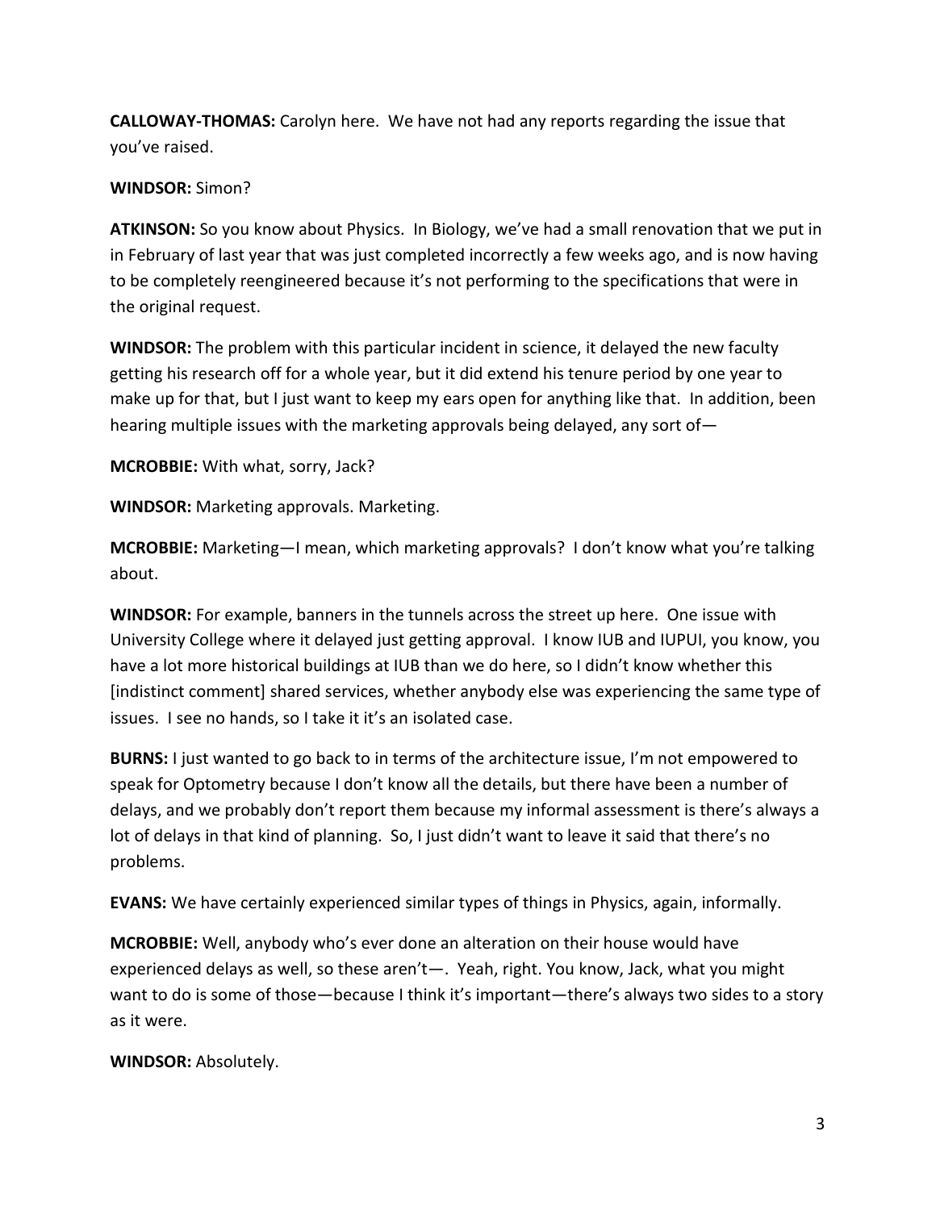**CALLOWAY-THOMAS:** Carolyn here. We have not had any reports regarding the issue that you've raised.

**WINDSOR:** Simon?

**ATKINSON:** So you know about Physics. In Biology, we've had a small renovation that we put in in February of last year that was just completed incorrectly a few weeks ago, and is now having to be completely reengineered because it's not performing to the specifications that were in the original request.

**WINDSOR:** The problem with this particular incident in science, it delayed the new faculty getting his research off for a whole year, but it did extend his tenure period by one year to make up for that, but I just want to keep my ears open for anything like that. In addition, been hearing multiple issues with the marketing approvals being delayed, any sort of—

**MCROBBIE:** With what, sorry, Jack?

**WINDSOR:** Marketing approvals. Marketing.

**MCROBBIE:** Marketing—I mean, which marketing approvals? I don't know what you're talking about.

**WINDSOR:** For example, banners in the tunnels across the street up here. One issue with University College where it delayed just getting approval. I know IUB and IUPUI, you know, you have a lot more historical buildings at IUB than we do here, so I didn't know whether this [indistinct comment] shared services, whether anybody else was experiencing the same type of issues. I see no hands, so I take it it's an isolated case.

**BURNS:** I just wanted to go back to in terms of the architecture issue, I'm not empowered to speak for Optometry because I don't know all the details, but there have been a number of delays, and we probably don't report them because my informal assessment is there's always a lot of delays in that kind of planning. So, I just didn't want to leave it said that there's no problems.

**EVANS:** We have certainly experienced similar types of things in Physics, again, informally.

**MCROBBIE:** Well, anybody who's ever done an alteration on their house would have experienced delays as well, so these aren't—. Yeah, right. You know, Jack, what you might want to do is some of those—because I think it's important—there's always two sides to a story as it were.

**WINDSOR:** Absolutely.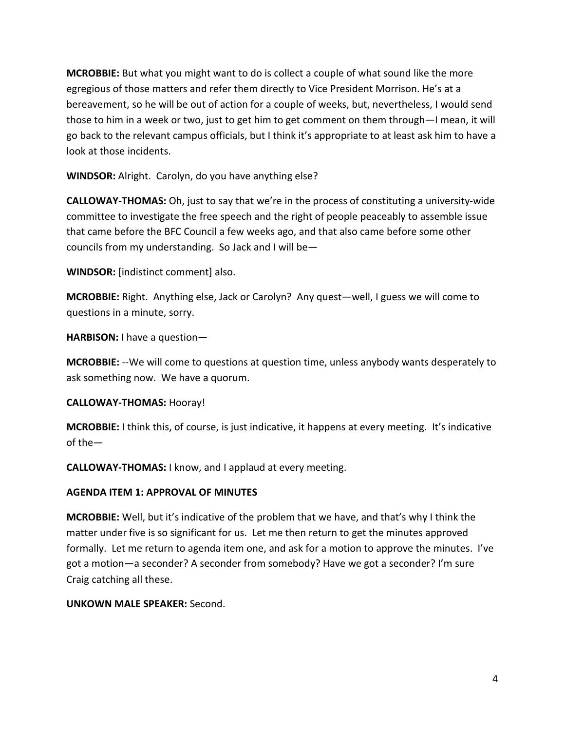**MCROBBIE:** But what you might want to do is collect a couple of what sound like the more egregious of those matters and refer them directly to Vice President Morrison. He's at a bereavement, so he will be out of action for a couple of weeks, but, nevertheless, I would send those to him in a week or two, just to get him to get comment on them through—I mean, it will go back to the relevant campus officials, but I think it's appropriate to at least ask him to have a look at those incidents.

**WINDSOR:** Alright. Carolyn, do you have anything else?

**CALLOWAY-THOMAS:** Oh, just to say that we're in the process of constituting a university-wide committee to investigate the free speech and the right of people peaceably to assemble issue that came before the BFC Council a few weeks ago, and that also came before some other councils from my understanding. So Jack and I will be—

**WINDSOR:** [indistinct comment] also.

**MCROBBIE:** Right. Anything else, Jack or Carolyn? Any quest—well, I guess we will come to questions in a minute, sorry.

**HARBISON:** I have a question—

**MCROBBIE:** --We will come to questions at question time, unless anybody wants desperately to ask something now. We have a quorum.

**CALLOWAY-THOMAS:** Hooray!

**MCROBBIE:** I think this, of course, is just indicative, it happens at every meeting. It's indicative of the—

**CALLOWAY-THOMAS:** I know, and I applaud at every meeting.

**AGENDA ITEM 1: APPROVAL OF MINUTES**

**MCROBBIE:** Well, but it's indicative of the problem that we have, and that's why I think the matter under five is so significant for us. Let me then return to get the minutes approved formally. Let me return to agenda item one, and ask for a motion to approve the minutes. I've got a motion—a seconder? A seconder from somebody? Have we got a seconder? I'm sure Craig catching all these.

**UNKOWN MALE SPEAKER:** Second.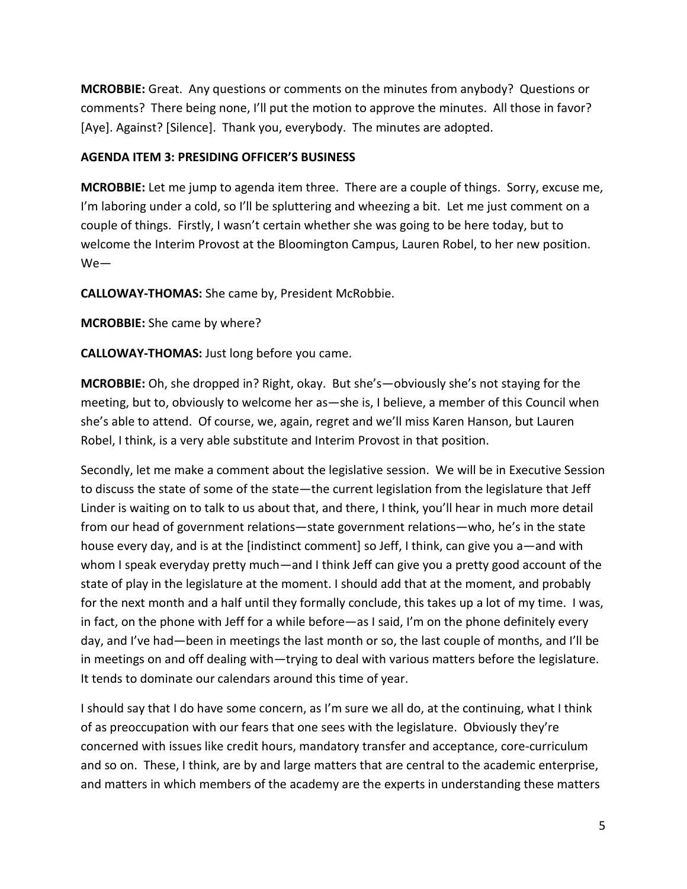**MCROBBIE:** Great. Any questions or comments on the minutes from anybody? Questions or comments? There being none, I'll put the motion to approve the minutes. All those in favor? [Aye]. Against? [Silence]. Thank you, everybody. The minutes are adopted.

**AGENDA ITEM 3: PRESIDING OFFICER'S BUSINESS**

**MCROBBIE:** Let me jump to agenda item three. There are a couple of things. Sorry, excuse me, I'm laboring under a cold, so I'll be spluttering and wheezing a bit. Let me just comment on a couple of things. Firstly, I wasn't certain whether she was going to be here today, but to welcome the Interim Provost at the Bloomington Campus, Lauren Robel, to her new position. We—

**CALLOWAY-THOMAS:** She came by, President McRobbie.

**MCROBBIE:** She came by where?

**CALLOWAY-THOMAS:** Just long before you came.

**MCROBBIE:** Oh, she dropped in? Right, okay. But she's—obviously she's not staying for the meeting, but to, obviously to welcome her as—she is, I believe, a member of this Council when she's able to attend. Of course, we, again, regret and we'll miss Karen Hanson, but Lauren Robel, I think, is a very able substitute and Interim Provost in that position.

Secondly, let me make a comment about the legislative session. We will be in Executive Session to discuss the state of some of the state—the current legislation from the legislature that Jeff Linder is waiting on to talk to us about that, and there, I think, you'll hear in much more detail from our head of government relations—state government relations—who, he's in the state house every day, and is at the [indistinct comment] so Jeff, I think, can give you a—and with whom I speak everyday pretty much—and I think Jeff can give you a pretty good account of the state of play in the legislature at the moment. I should add that at the moment, and probably for the next month and a half until they formally conclude, this takes up a lot of my time. I was, in fact, on the phone with Jeff for a while before—as I said, I'm on the phone definitely every day, and I've had—been in meetings the last month or so, the last couple of months, and I'll be in meetings on and off dealing with—trying to deal with various matters before the legislature. It tends to dominate our calendars around this time of year.

I should say that I do have some concern, as I'm sure we all do, at the continuing, what I think of as preoccupation with our fears that one sees with the legislature. Obviously they're concerned with issues like credit hours, mandatory transfer and acceptance, core-curriculum and so on. These, I think, are by and large matters that are central to the academic enterprise, and matters in which members of the academy are the experts in understanding these matters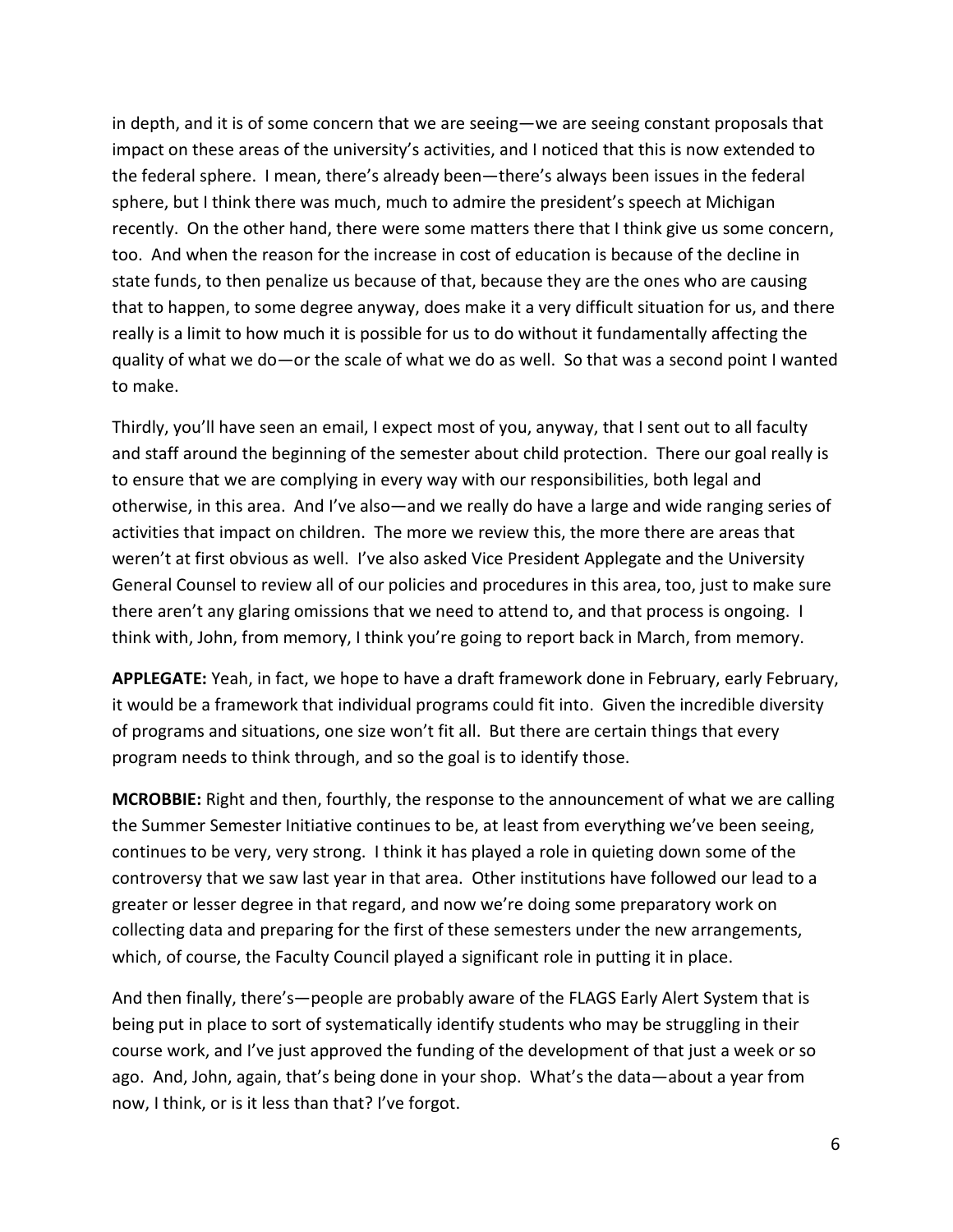in depth, and it is of some concern that we are seeing—we are seeing constant proposals that impact on these areas of the university's activities, and I noticed that this is now extended to the federal sphere. I mean, there's already been—there's always been issues in the federal sphere, but I think there was much, much to admire the president's speech at Michigan recently. On the other hand, there were some matters there that I think give us some concern, too. And when the reason for the increase in cost of education is because of the decline in state funds, to then penalize us because of that, because they are the ones who are causing that to happen, to some degree anyway, does make it a very difficult situation for us, and there really is a limit to how much it is possible for us to do without it fundamentally affecting the quality of what we do—or the scale of what we do as well. So that was a second point I wanted to make.

Thirdly, you'll have seen an email, I expect most of you, anyway, that I sent out to all faculty and staff around the beginning of the semester about child protection. There our goal really is to ensure that we are complying in every way with our responsibilities, both legal and otherwise, in this area. And I've also—and we really do have a large and wide ranging series of activities that impact on children. The more we review this, the more there are areas that weren't at first obvious as well. I've also asked Vice President Applegate and the University General Counsel to review all of our policies and procedures in this area, too, just to make sure there aren't any glaring omissions that we need to attend to, and that process is ongoing. I think with, John, from memory, I think you're going to report back in March, from memory.

**APPLEGATE:** Yeah, in fact, we hope to have a draft framework done in February, early February, it would be a framework that individual programs could fit into. Given the incredible diversity of programs and situations, one size won't fit all. But there are certain things that every program needs to think through, and so the goal is to identify those.

**MCROBBIE:** Right and then, fourthly, the response to the announcement of what we are calling the Summer Semester Initiative continues to be, at least from everything we've been seeing, continues to be very, very strong. I think it has played a role in quieting down some of the controversy that we saw last year in that area. Other institutions have followed our lead to a greater or lesser degree in that regard, and now we're doing some preparatory work on collecting data and preparing for the first of these semesters under the new arrangements, which, of course, the Faculty Council played a significant role in putting it in place.

And then finally, there's—people are probably aware of the FLAGS Early Alert System that is being put in place to sort of systematically identify students who may be struggling in their course work, and I've just approved the funding of the development of that just a week or so ago. And, John, again, that's being done in your shop. What's the data—about a year from now, I think, or is it less than that? I've forgot.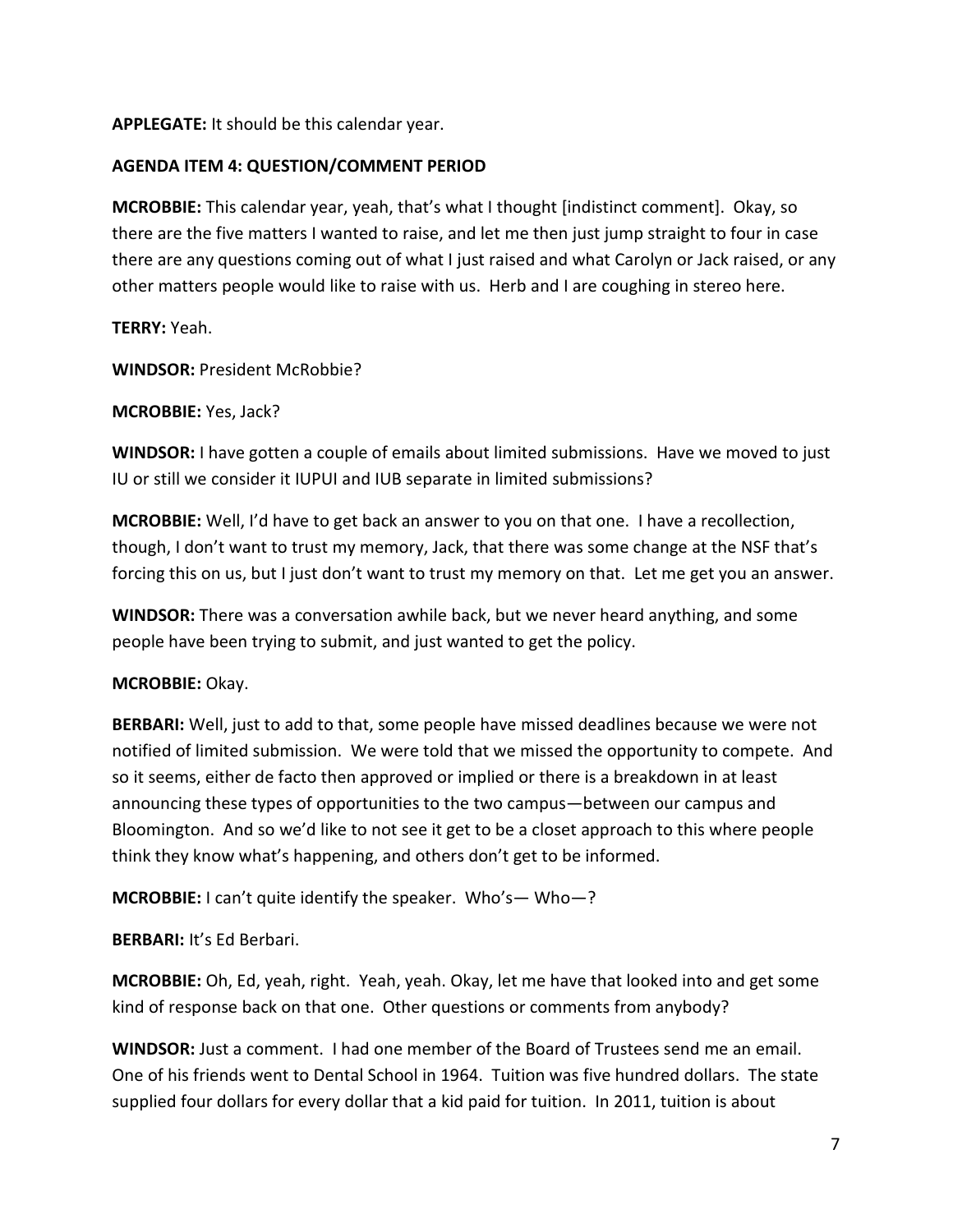**APPLEGATE:** It should be this calendar year.

**AGENDA ITEM 4: QUESTION/COMMENT PERIOD**

**MCROBBIE:** This calendar year, yeah, that's what I thought [indistinct comment]. Okay, so there are the five matters I wanted to raise, and let me then just jump straight to four in case there are any questions coming out of what I just raised and what Carolyn or Jack raised, or any other matters people would like to raise with us. Herb and I are coughing in stereo here.

**TERRY:** Yeah.

**WINDSOR:** President McRobbie?

**MCROBBIE:** Yes, Jack?

**WINDSOR:** I have gotten a couple of emails about limited submissions. Have we moved to just IU or still we consider it IUPUI and IUB separate in limited submissions?

**MCROBBIE:** Well, I'd have to get back an answer to you on that one. I have a recollection, though, I don't want to trust my memory, Jack, that there was some change at the NSF that's forcing this on us, but I just don't want to trust my memory on that. Let me get you an answer.

**WINDSOR:** There was a conversation awhile back, but we never heard anything, and some people have been trying to submit, and just wanted to get the policy.

**MCROBBIE:** Okay.

**BERBARI:** Well, just to add to that, some people have missed deadlines because we were not notified of limited submission. We were told that we missed the opportunity to compete. And so it seems, either de facto then approved or implied or there is a breakdown in at least announcing these types of opportunities to the two campus—between our campus and Bloomington. And so we'd like to not see it get to be a closet approach to this where people think they know what's happening, and others don't get to be informed.

**MCROBBIE:** I can't quite identify the speaker. Who's— Who—?

**BERBARI:** It's Ed Berbari.

**MCROBBIE:** Oh, Ed, yeah, right. Yeah, yeah. Okay, let me have that looked into and get some kind of response back on that one. Other questions or comments from anybody?

**WINDSOR:** Just a comment. I had one member of the Board of Trustees send me an email. One of his friends went to Dental School in 1964. Tuition was five hundred dollars. The state supplied four dollars for every dollar that a kid paid for tuition. In 2011, tuition is about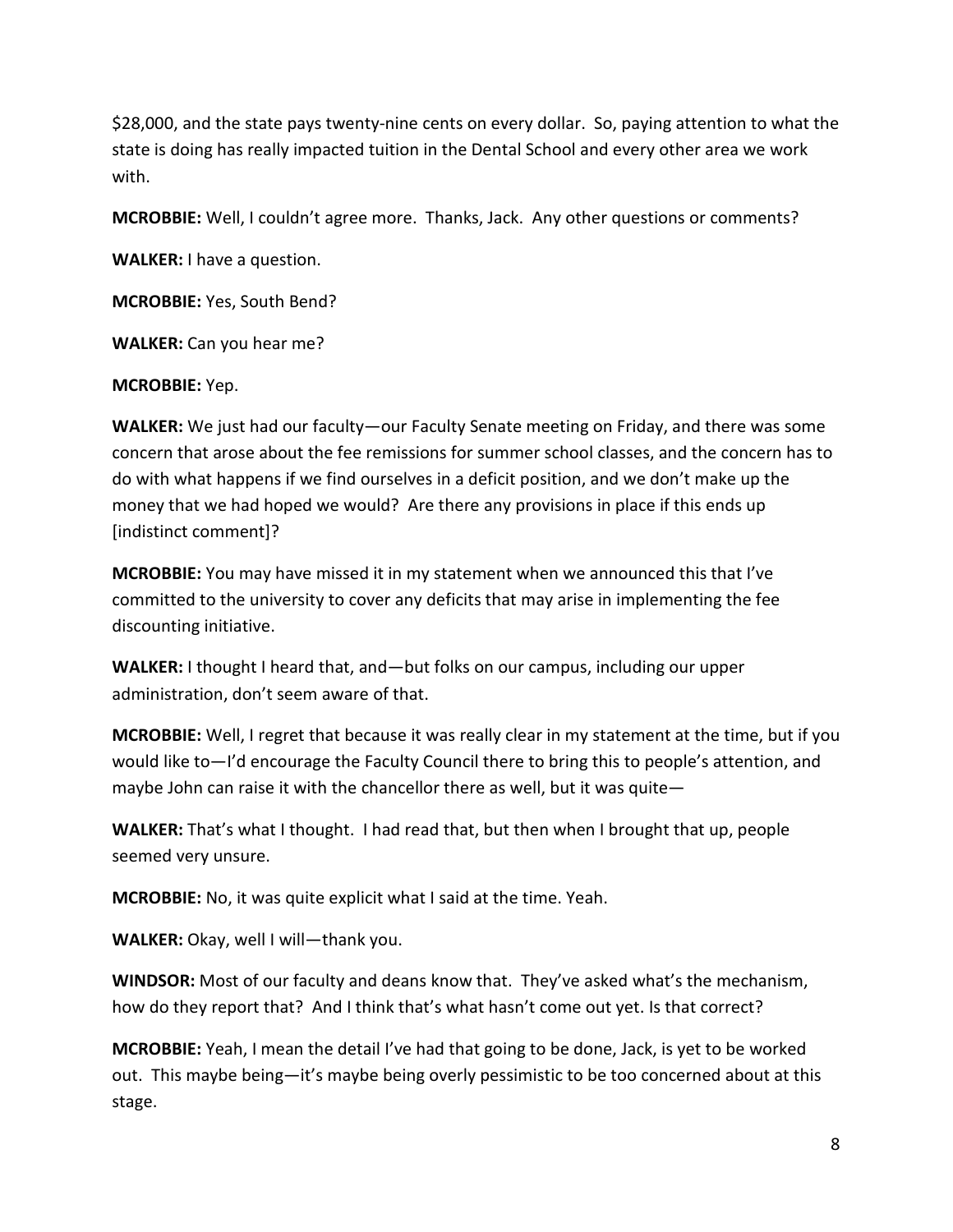$28,000, and the state pays twenty-nine cents on every dollar. So, paying attention to what the state is doing has really impacted tuition in the Dental School and every other area we work with.

**MCROBBIE:** Well, I couldn't agree more. Thanks, Jack. Any other questions or comments?

**WALKER:** I have a question.

**MCROBBIE:** Yes, South Bend?

**WALKER:** Can you hear me?

**MCROBBIE:** Yep.

**WALKER:** We just had our faculty—our Faculty Senate meeting on Friday, and there was some concern that arose about the fee remissions for summer school classes, and the concern has to do with what happens if we find ourselves in a deficit position, and we don't make up the money that we had hoped we would? Are there any provisions in place if this ends up [indistinct comment]?

**MCROBBIE:** You may have missed it in my statement when we announced this that I've committed to the university to cover any deficits that may arise in implementing the fee discounting initiative.

**WALKER:** I thought I heard that, and—but folks on our campus, including our upper administration, don't seem aware of that.

**MCROBBIE:** Well, I regret that because it was really clear in my statement at the time, but if you would like to—I'd encourage the Faculty Council there to bring this to people's attention, and maybe John can raise it with the chancellor there as well, but it was quite—

**WALKER:** That's what I thought. I had read that, but then when I brought that up, people seemed very unsure.

**MCROBBIE:** No, it was quite explicit what I said at the time. Yeah.

**WALKER:** Okay, well I will—thank you.

**WINDSOR:** Most of our faculty and deans know that. They've asked what's the mechanism, how do they report that? And I think that's what hasn't come out yet. Is that correct?

**MCROBBIE:** Yeah, I mean the detail I've had that going to be done, Jack, is yet to be worked out. This maybe being—it's maybe being overly pessimistic to be too concerned about at this stage.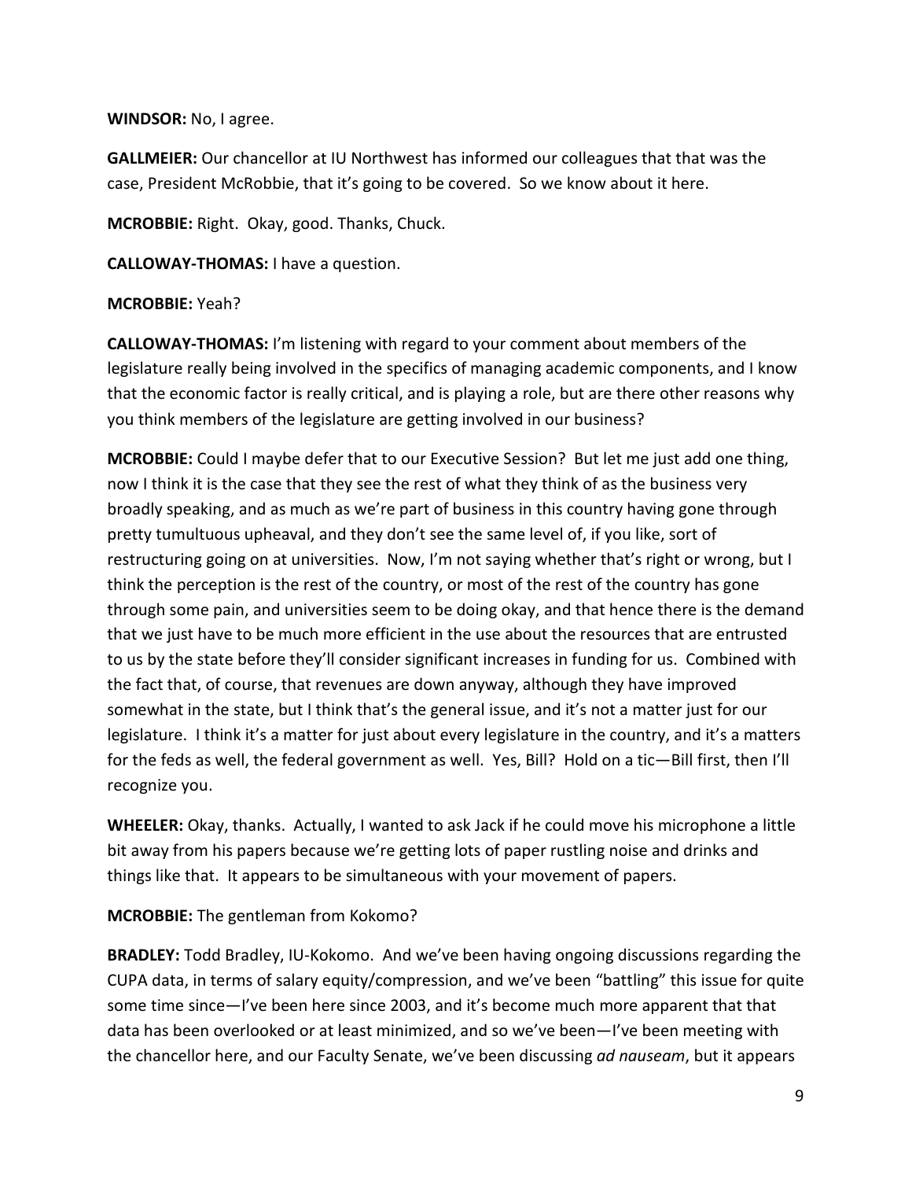**WINDSOR:** No, I agree.

**GALLMEIER:** Our chancellor at IU Northwest has informed our colleagues that that was the case, President McRobbie, that it's going to be covered. So we know about it here.

**MCROBBIE:** Right. Okay, good. Thanks, Chuck.

**CALLOWAY-THOMAS:** I have a question.

**MCROBBIE:** Yeah?

**CALLOWAY-THOMAS:** I'm listening with regard to your comment about members of the legislature really being involved in the specifics of managing academic components, and I know that the economic factor is really critical, and is playing a role, but are there other reasons why you think members of the legislature are getting involved in our business?

**MCROBBIE:** Could I maybe defer that to our Executive Session? But let me just add one thing, now I think it is the case that they see the rest of what they think of as the business very broadly speaking, and as much as we're part of business in this country having gone through pretty tumultuous upheaval, and they don't see the same level of, if you like, sort of restructuring going on at universities. Now, I'm not saying whether that's right or wrong, but I think the perception is the rest of the country, or most of the rest of the country has gone through some pain, and universities seem to be doing okay, and that hence there is the demand that we just have to be much more efficient in the use about the resources that are entrusted to us by the state before they'll consider significant increases in funding for us. Combined with the fact that, of course, that revenues are down anyway, although they have improved somewhat in the state, but I think that's the general issue, and it's not a matter just for our legislature. I think it's a matter for just about every legislature in the country, and it's a matters for the feds as well, the federal government as well. Yes, Bill? Hold on a tic—Bill first, then I'll recognize you.

**WHEELER:** Okay, thanks. Actually, I wanted to ask Jack if he could move his microphone a little bit away from his papers because we're getting lots of paper rustling noise and drinks and things like that. It appears to be simultaneous with your movement of papers.

**MCROBBIE:** The gentleman from Kokomo?

**BRADLEY:** Todd Bradley, IU-Kokomo. And we've been having ongoing discussions regarding the CUPA data, in terms of salary equity/compression, and we've been "battling" this issue for quite some time since—I've been here since 2003, and it's become much more apparent that that data has been overlooked or at least minimized, and so we've been—I've been meeting with the chancellor here, and our Faculty Senate, we've been discussing *ad nauseam*, but it appears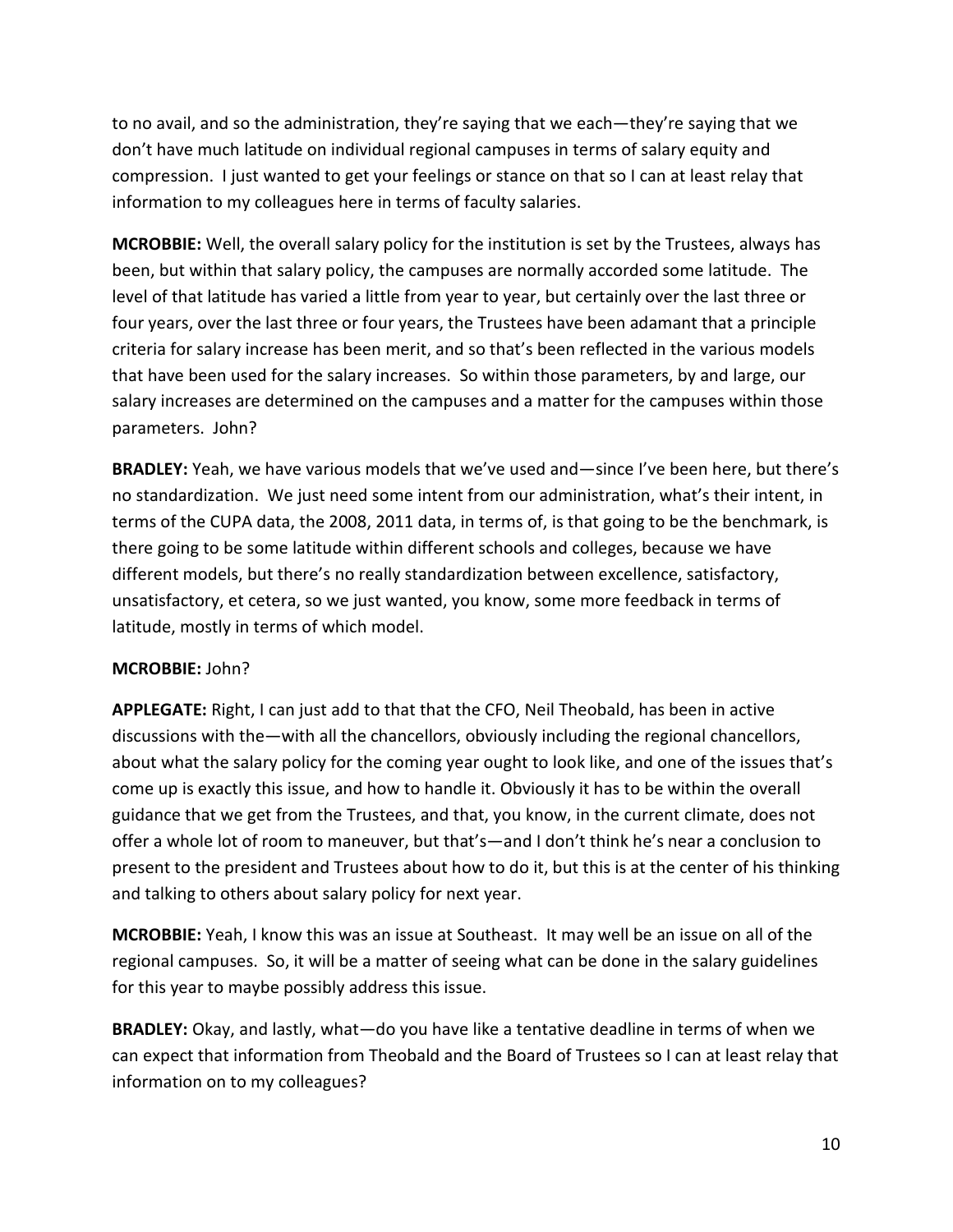to no avail, and so the administration, they're saying that we each—they're saying that we don't have much latitude on individual regional campuses in terms of salary equity and compression. I just wanted to get your feelings or stance on that so I can at least relay that information to my colleagues here in terms of faculty salaries.

**MCROBBIE:** Well, the overall salary policy for the institution is set by the Trustees, always has been, but within that salary policy, the campuses are normally accorded some latitude. The level of that latitude has varied a little from year to year, but certainly over the last three or four years, over the last three or four years, the Trustees have been adamant that a principle criteria for salary increase has been merit, and so that's been reflected in the various models that have been used for the salary increases. So within those parameters, by and large, our salary increases are determined on the campuses and a matter for the campuses within those parameters. John?

**BRADLEY:** Yeah, we have various models that we've used and—since I've been here, but there's no standardization. We just need some intent from our administration, what's their intent, in terms of the CUPA data, the 2008, 2011 data, in terms of, is that going to be the benchmark, is there going to be some latitude within different schools and colleges, because we have different models, but there's no really standardization between excellence, satisfactory, unsatisfactory, et cetera, so we just wanted, you know, some more feedback in terms of latitude, mostly in terms of which model.

**MCROBBIE:** John?

**APPLEGATE:** Right, I can just add to that that the CFO, Neil Theobald, has been in active discussions with the—with all the chancellors, obviously including the regional chancellors, about what the salary policy for the coming year ought to look like, and one of the issues that's come up is exactly this issue, and how to handle it. Obviously it has to be within the overall guidance that we get from the Trustees, and that, you know, in the current climate, does not offer a whole lot of room to maneuver, but that's—and I don't think he's near a conclusion to present to the president and Trustees about how to do it, but this is at the center of his thinking and talking to others about salary policy for next year.

**MCROBBIE:** Yeah, I know this was an issue at Southeast. It may well be an issue on all of the regional campuses. So, it will be a matter of seeing what can be done in the salary guidelines for this year to maybe possibly address this issue.

**BRADLEY:** Okay, and lastly, what—do you have like a tentative deadline in terms of when we can expect that information from Theobald and the Board of Trustees so I can at least relay that information on to my colleagues?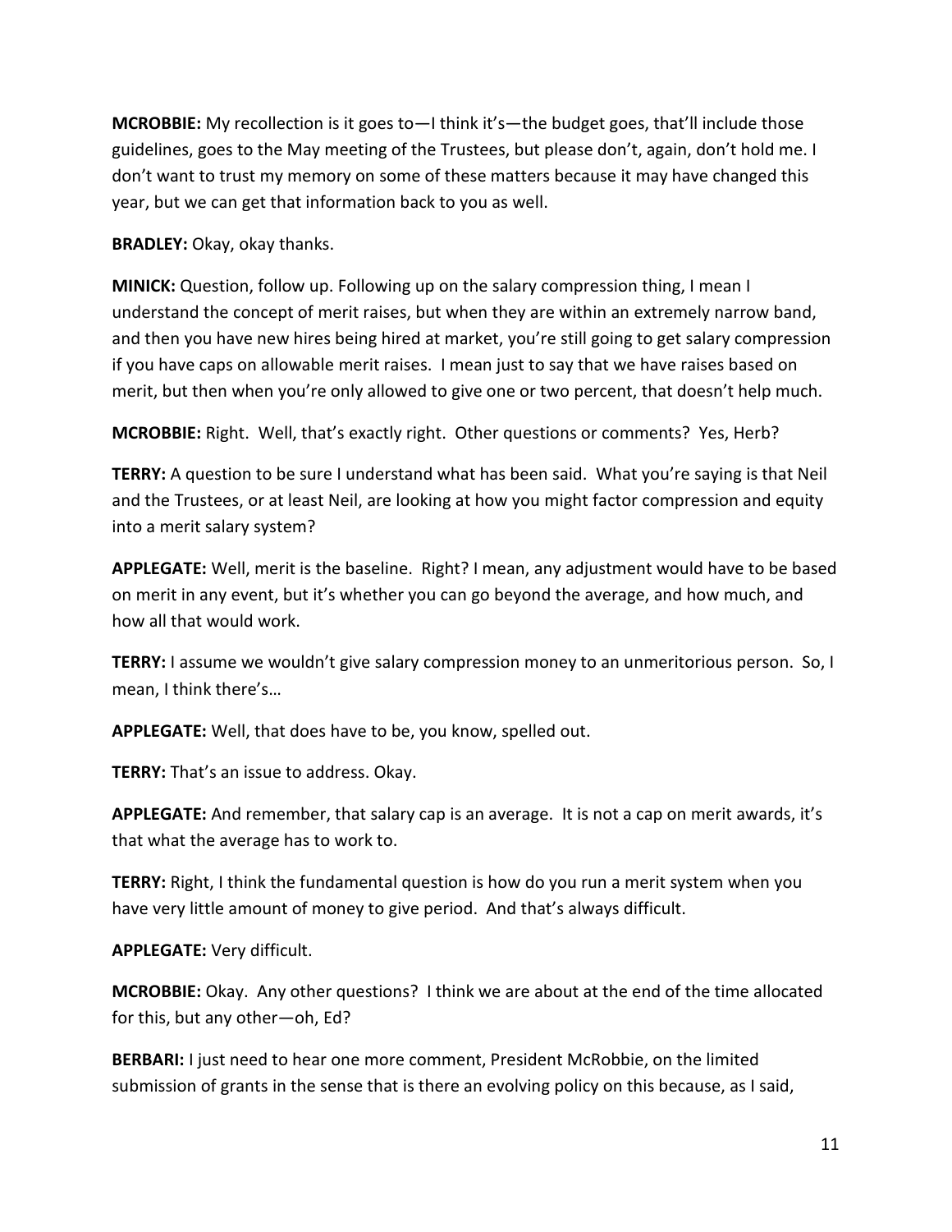**MCROBBIE:** My recollection is it goes to—I think it's—the budget goes, that'll include those guidelines, goes to the May meeting of the Trustees, but please don't, again, don't hold me. I don't want to trust my memory on some of these matters because it may have changed this year, but we can get that information back to you as well.

**BRADLEY:** Okay, okay thanks.

**MINICK:** Question, follow up. Following up on the salary compression thing, I mean I understand the concept of merit raises, but when they are within an extremely narrow band, and then you have new hires being hired at market, you're still going to get salary compression if you have caps on allowable merit raises. I mean just to say that we have raises based on merit, but then when you're only allowed to give one or two percent, that doesn't help much.

**MCROBBIE:** Right. Well, that's exactly right. Other questions or comments? Yes, Herb?

**TERRY:** A question to be sure I understand what has been said. What you're saying is that Neil and the Trustees, or at least Neil, are looking at how you might factor compression and equity into a merit salary system?

**APPLEGATE:** Well, merit is the baseline. Right? I mean, any adjustment would have to be based on merit in any event, but it's whether you can go beyond the average, and how much, and how all that would work.

**TERRY:** I assume we wouldn't give salary compression money to an unmeritorious person. So, I mean, I think there's…

**APPLEGATE:** Well, that does have to be, you know, spelled out.

**TERRY:** That's an issue to address. Okay.

**APPLEGATE:** And remember, that salary cap is an average. It is not a cap on merit awards, it's that what the average has to work to.

**TERRY:** Right, I think the fundamental question is how do you run a merit system when you have very little amount of money to give period. And that's always difficult.

**APPLEGATE:** Very difficult.

**MCROBBIE:** Okay. Any other questions? I think we are about at the end of the time allocated for this, but any other—oh, Ed?

**BERBARI:** I just need to hear one more comment, President McRobbie, on the limited submission of grants in the sense that is there an evolving policy on this because, as I said,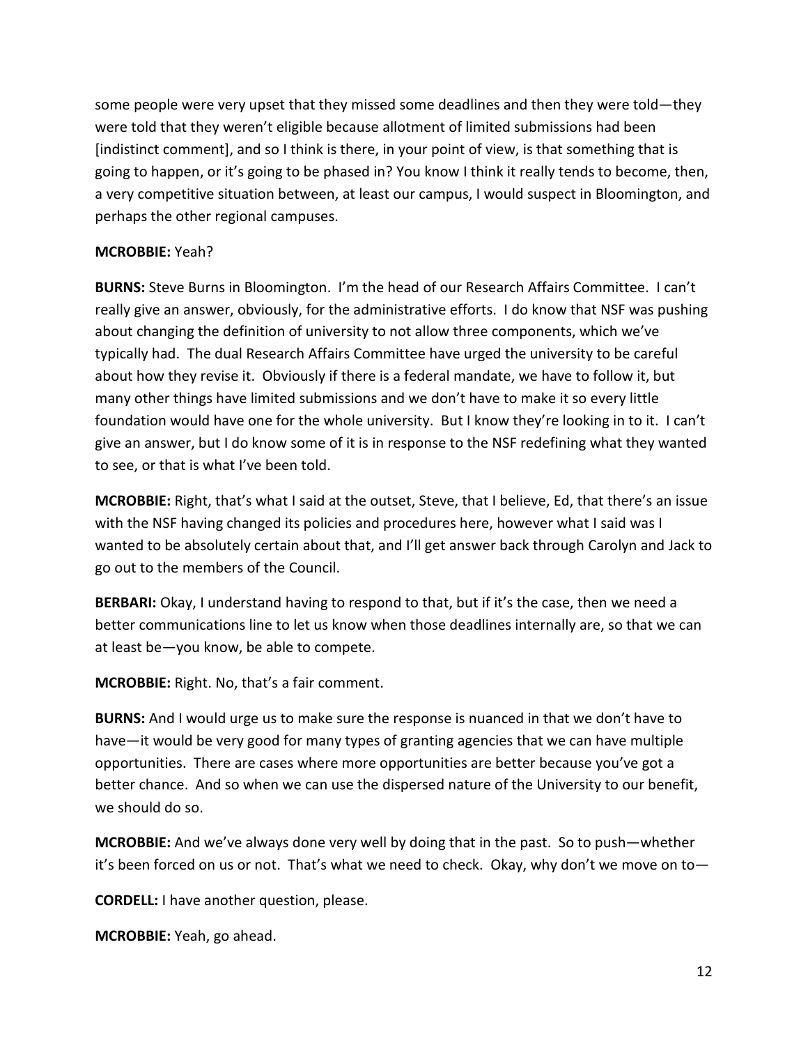some people were very upset that they missed some deadlines and then they were told—they were told that they weren't eligible because allotment of limited submissions had been [indistinct comment], and so I think is there, in your point of view, is that something that is going to happen, or it's going to be phased in? You know I think it really tends to become, then, a very competitive situation between, at least our campus, I would suspect in Bloomington, and perhaps the other regional campuses.

**MCROBBIE:** Yeah?

**BURNS:** Steve Burns in Bloomington. I'm the head of our Research Affairs Committee. I can't really give an answer, obviously, for the administrative efforts. I do know that NSF was pushing about changing the definition of university to not allow three components, which we've typically had. The dual Research Affairs Committee have urged the university to be careful about how they revise it. Obviously if there is a federal mandate, we have to follow it, but many other things have limited submissions and we don't have to make it so every little foundation would have one for the whole university. But I know they're looking in to it. I can't give an answer, but I do know some of it is in response to the NSF redefining what they wanted to see, or that is what I've been told.

**MCROBBIE:** Right, that's what I said at the outset, Steve, that I believe, Ed, that there's an issue with the NSF having changed its policies and procedures here, however what I said was I wanted to be absolutely certain about that, and I'll get answer back through Carolyn and Jack to go out to the members of the Council.

**BERBARI:** Okay, I understand having to respond to that, but if it's the case, then we need a better communications line to let us know when those deadlines internally are, so that we can at least be—you know, be able to compete.

**MCROBBIE:** Right. No, that's a fair comment.

**BURNS:** And I would urge us to make sure the response is nuanced in that we don't have to have—it would be very good for many types of granting agencies that we can have multiple opportunities. There are cases where more opportunities are better because you've got a better chance. And so when we can use the dispersed nature of the University to our benefit, we should do so.

**MCROBBIE:** And we've always done very well by doing that in the past. So to push—whether it's been forced on us or not. That's what we need to check. Okay, why don't we move on to—

**CORDELL:** I have another question, please.

**MCROBBIE:** Yeah, go ahead.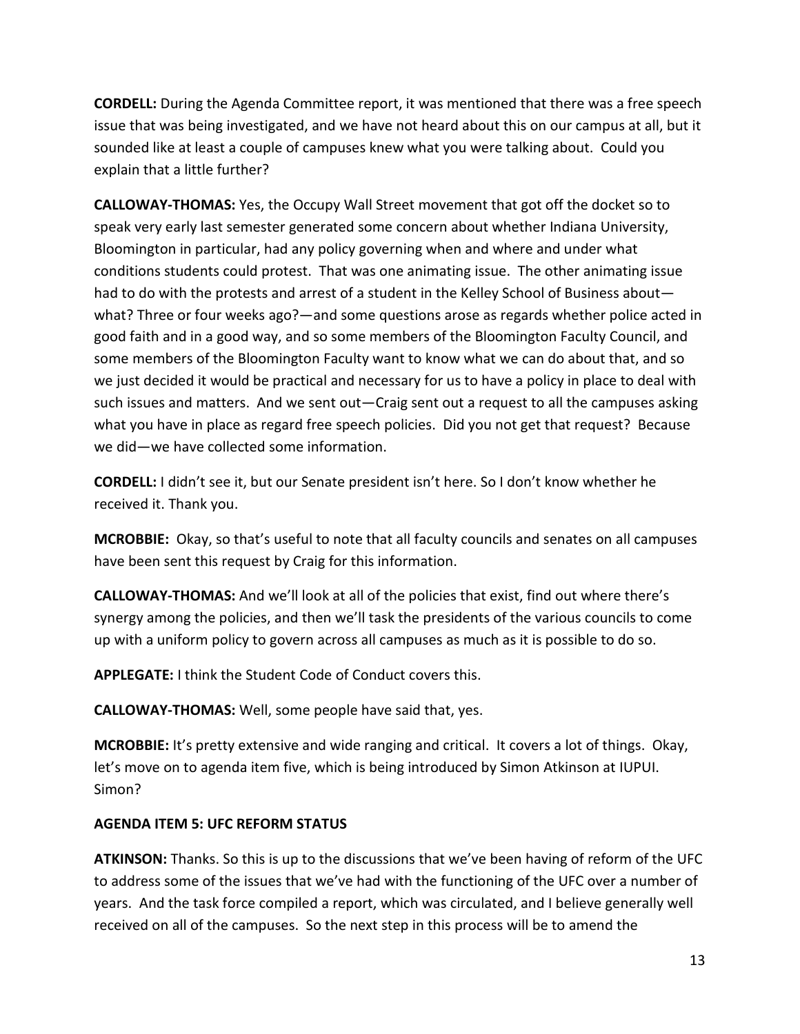**CORDELL:** During the Agenda Committee report, it was mentioned that there was a free speech issue that was being investigated, and we have not heard about this on our campus at all, but it sounded like at least a couple of campuses knew what you were talking about. Could you explain that a little further?

**CALLOWAY-THOMAS:** Yes, the Occupy Wall Street movement that got off the docket so to speak very early last semester generated some concern about whether Indiana University, Bloomington in particular, had any policy governing when and where and under what conditions students could protest. That was one animating issue. The other animating issue had to do with the protests and arrest of a student in the Kelley School of Business about—what? Three or four weeks ago?—and some questions arose as regards whether police acted in good faith and in a good way, and so some members of the Bloomington Faculty Council, and some members of the Bloomington Faculty want to know what we can do about that, and so we just decided it would be practical and necessary for us to have a policy in place to deal with such issues and matters. And we sent out—Craig sent out a request to all the campuses asking what you have in place as regard free speech policies. Did you not get that request? Because we did—we have collected some information.

**CORDELL:** I didn't see it, but our Senate president isn't here. So I don't know whether he received it. Thank you.

**MCROBBIE:** Okay, so that's useful to note that all faculty councils and senates on all campuses have been sent this request by Craig for this information.

**CALLOWAY-THOMAS:** And we'll look at all of the policies that exist, find out where there's synergy among the policies, and then we'll task the presidents of the various councils to come up with a uniform policy to govern across all campuses as much as it is possible to do so.

**APPLEGATE:** I think the Student Code of Conduct covers this.

**CALLOWAY-THOMAS:** Well, some people have said that, yes.

**MCROBBIE:** It's pretty extensive and wide ranging and critical. It covers a lot of things. Okay, let's move on to agenda item five, which is being introduced by Simon Atkinson at IUPUI. Simon?

**AGENDA ITEM 5: UFC REFORM STATUS**

**ATKINSON:** Thanks. So this is up to the discussions that we've been having of reform of the UFC to address some of the issues that we've had with the functioning of the UFC over a number of years. And the task force compiled a report, which was circulated, and I believe generally well received on all of the campuses. So the next step in this process will be to amend the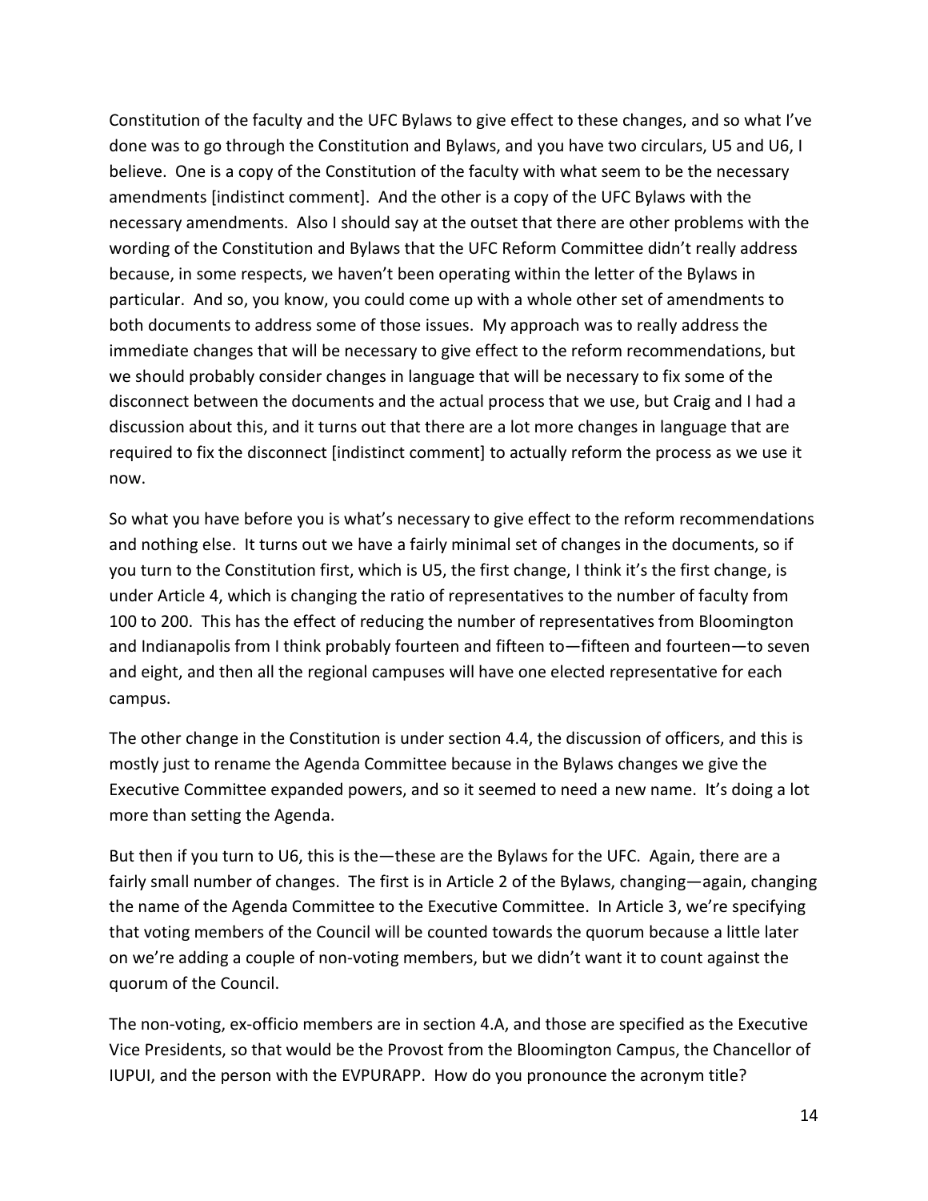Constitution of the faculty and the UFC Bylaws to give effect to these changes, and so what I've done was to go through the Constitution and Bylaws, and you have two circulars, U5 and U6, I believe. One is a copy of the Constitution of the faculty with what seem to be the necessary amendments [indistinct comment]. And the other is a copy of the UFC Bylaws with the necessary amendments. Also I should say at the outset that there are other problems with the wording of the Constitution and Bylaws that the UFC Reform Committee didn't really address because, in some respects, we haven't been operating within the letter of the Bylaws in particular. And so, you know, you could come up with a whole other set of amendments to both documents to address some of those issues. My approach was to really address the immediate changes that will be necessary to give effect to the reform recommendations, but we should probably consider changes in language that will be necessary to fix some of the disconnect between the documents and the actual process that we use, but Craig and I had a discussion about this, and it turns out that there are a lot more changes in language that are required to fix the disconnect [indistinct comment] to actually reform the process as we use it now.

So what you have before you is what's necessary to give effect to the reform recommendations and nothing else. It turns out we have a fairly minimal set of changes in the documents, so if you turn to the Constitution first, which is U5, the first change, I think it's the first change, is under Article 4, which is changing the ratio of representatives to the number of faculty from 100 to 200. This has the effect of reducing the number of representatives from Bloomington and Indianapolis from I think probably fourteen and fifteen to—fifteen and fourteen—to seven and eight, and then all the regional campuses will have one elected representative for each campus.

The other change in the Constitution is under section 4.4, the discussion of officers, and this is mostly just to rename the Agenda Committee because in the Bylaws changes we give the Executive Committee expanded powers, and so it seemed to need a new name. It's doing a lot more than setting the Agenda.

But then if you turn to U6, this is the—these are the Bylaws for the UFC. Again, there are a fairly small number of changes. The first is in Article 2 of the Bylaws, changing—again, changing the name of the Agenda Committee to the Executive Committee. In Article 3, we're specifying that voting members of the Council will be counted towards the quorum because a little later on we're adding a couple of non-voting members, but we didn't want it to count against the quorum of the Council.

The non-voting, ex-officio members are in section 4.A, and those are specified as the Executive Vice Presidents, so that would be the Provost from the Bloomington Campus, the Chancellor of IUPUI, and the person with the EVPURAPP. How do you pronounce the acronym title?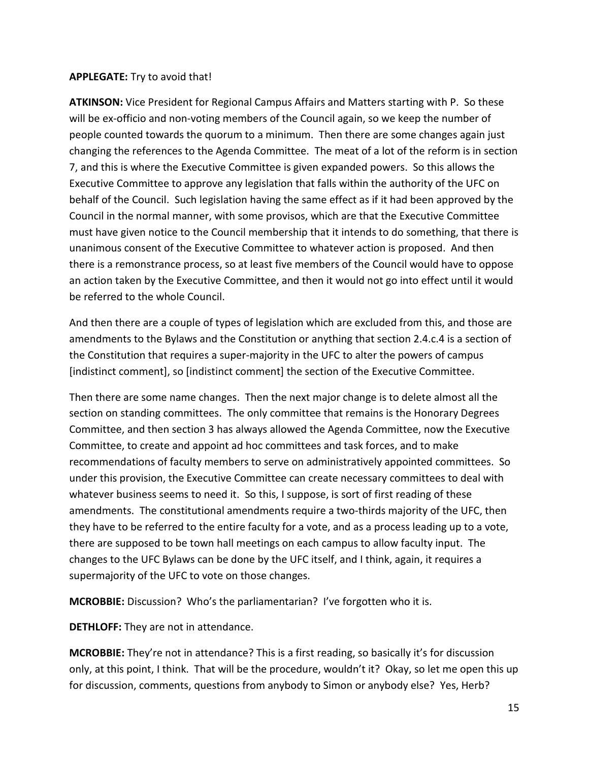**APPLEGATE:** Try to avoid that!

**ATKINSON:** Vice President for Regional Campus Affairs and Matters starting with P. So these will be ex-officio and non-voting members of the Council again, so we keep the number of people counted towards the quorum to a minimum. Then there are some changes again just changing the references to the Agenda Committee. The meat of a lot of the reform is in section 7, and this is where the Executive Committee is given expanded powers. So this allows the Executive Committee to approve any legislation that falls within the authority of the UFC on behalf of the Council. Such legislation having the same effect as if it had been approved by the Council in the normal manner, with some provisos, which are that the Executive Committee must have given notice to the Council membership that it intends to do something, that there is unanimous consent of the Executive Committee to whatever action is proposed. And then there is a remonstrance process, so at least five members of the Council would have to oppose an action taken by the Executive Committee, and then it would not go into effect until it would be referred to the whole Council.

And then there are a couple of types of legislation which are excluded from this, and those are amendments to the Bylaws and the Constitution or anything that section 2.4.c.4 is a section of the Constitution that requires a super-majority in the UFC to alter the powers of campus [indistinct comment], so [indistinct comment] the section of the Executive Committee.

Then there are some name changes. Then the next major change is to delete almost all the section on standing committees. The only committee that remains is the Honorary Degrees Committee, and then section 3 has always allowed the Agenda Committee, now the Executive Committee, to create and appoint ad hoc committees and task forces, and to make recommendations of faculty members to serve on administratively appointed committees. So under this provision, the Executive Committee can create necessary committees to deal with whatever business seems to need it. So this, I suppose, is sort of first reading of these amendments. The constitutional amendments require a two-thirds majority of the UFC, then they have to be referred to the entire faculty for a vote, and as a process leading up to a vote, there are supposed to be town hall meetings on each campus to allow faculty input. The changes to the UFC Bylaws can be done by the UFC itself, and I think, again, it requires a supermajority of the UFC to vote on those changes.

**MCROBBIE:** Discussion? Who's the parliamentarian? I've forgotten who it is.

**DETHLOFF:** They are not in attendance.

**MCROBBIE:** They're not in attendance? This is a first reading, so basically it's for discussion only, at this point, I think. That will be the procedure, wouldn't it? Okay, so let me open this up for discussion, comments, questions from anybody to Simon or anybody else? Yes, Herb?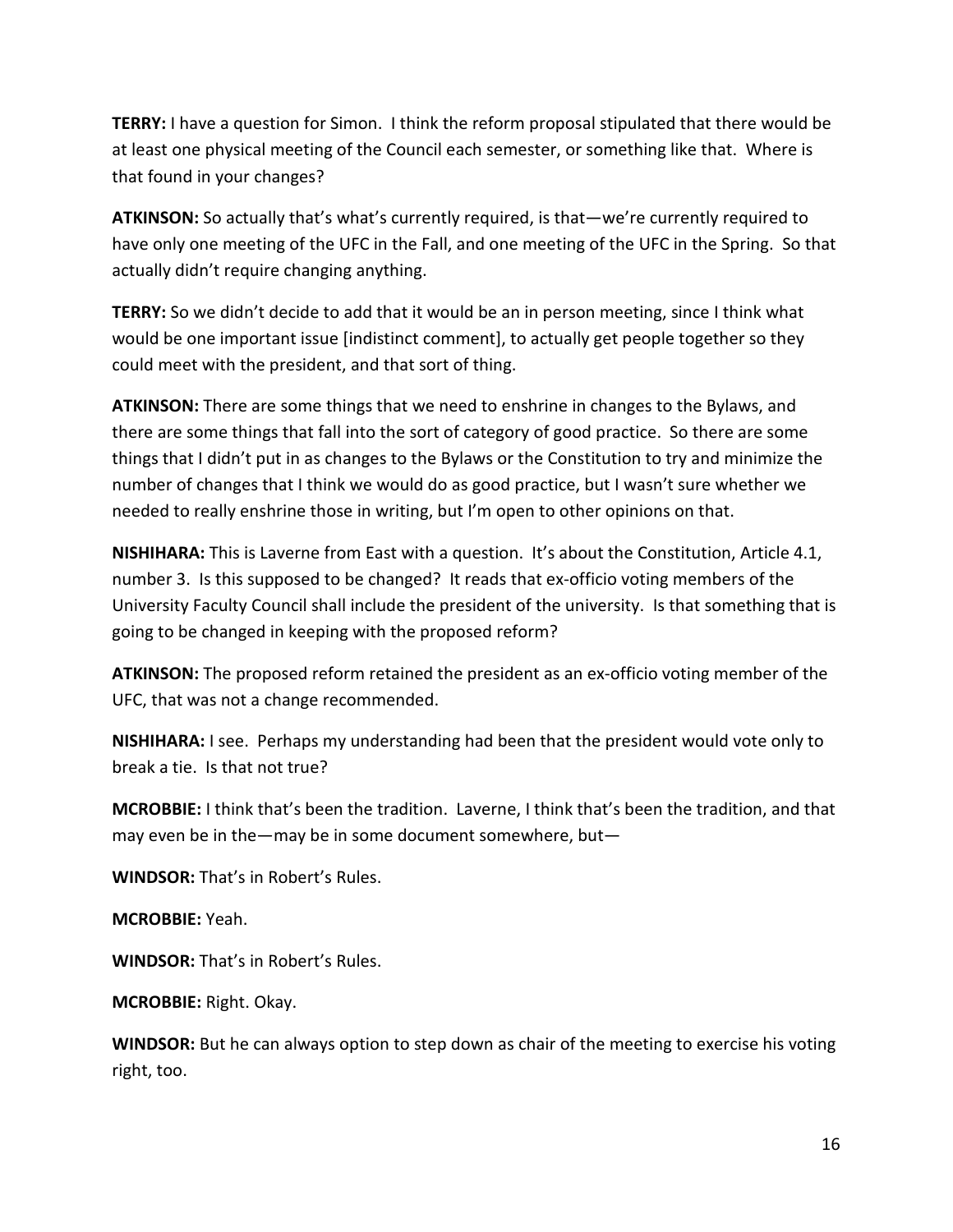**TERRY:** I have a question for Simon. I think the reform proposal stipulated that there would be at least one physical meeting of the Council each semester, or something like that. Where is that found in your changes?

**ATKINSON:** So actually that's what's currently required, is that—we're currently required to have only one meeting of the UFC in the Fall, and one meeting of the UFC in the Spring. So that actually didn't require changing anything.

**TERRY:** So we didn't decide to add that it would be an in person meeting, since I think what would be one important issue [indistinct comment], to actually get people together so they could meet with the president, and that sort of thing.

**ATKINSON:** There are some things that we need to enshrine in changes to the Bylaws, and there are some things that fall into the sort of category of good practice. So there are some things that I didn't put in as changes to the Bylaws or the Constitution to try and minimize the number of changes that I think we would do as good practice, but I wasn't sure whether we needed to really enshrine those in writing, but I'm open to other opinions on that.

**NISHIHARA:** This is Laverne from East with a question. It's about the Constitution, Article 4.1, number 3. Is this supposed to be changed? It reads that ex-officio voting members of the University Faculty Council shall include the president of the university. Is that something that is going to be changed in keeping with the proposed reform?

**ATKINSON:** The proposed reform retained the president as an ex-officio voting member of the UFC, that was not a change recommended.

**NISHIHARA:** I see. Perhaps my understanding had been that the president would vote only to break a tie. Is that not true?

**MCROBBIE:** I think that's been the tradition. Laverne, I think that's been the tradition, and that may even be in the—may be in some document somewhere, but—

**WINDSOR:** That's in Robert's Rules.

**MCROBBIE:** Yeah.

**WINDSOR:** That's in Robert's Rules.

**MCROBBIE:** Right. Okay.

**WINDSOR:** But he can always option to step down as chair of the meeting to exercise his voting right, too.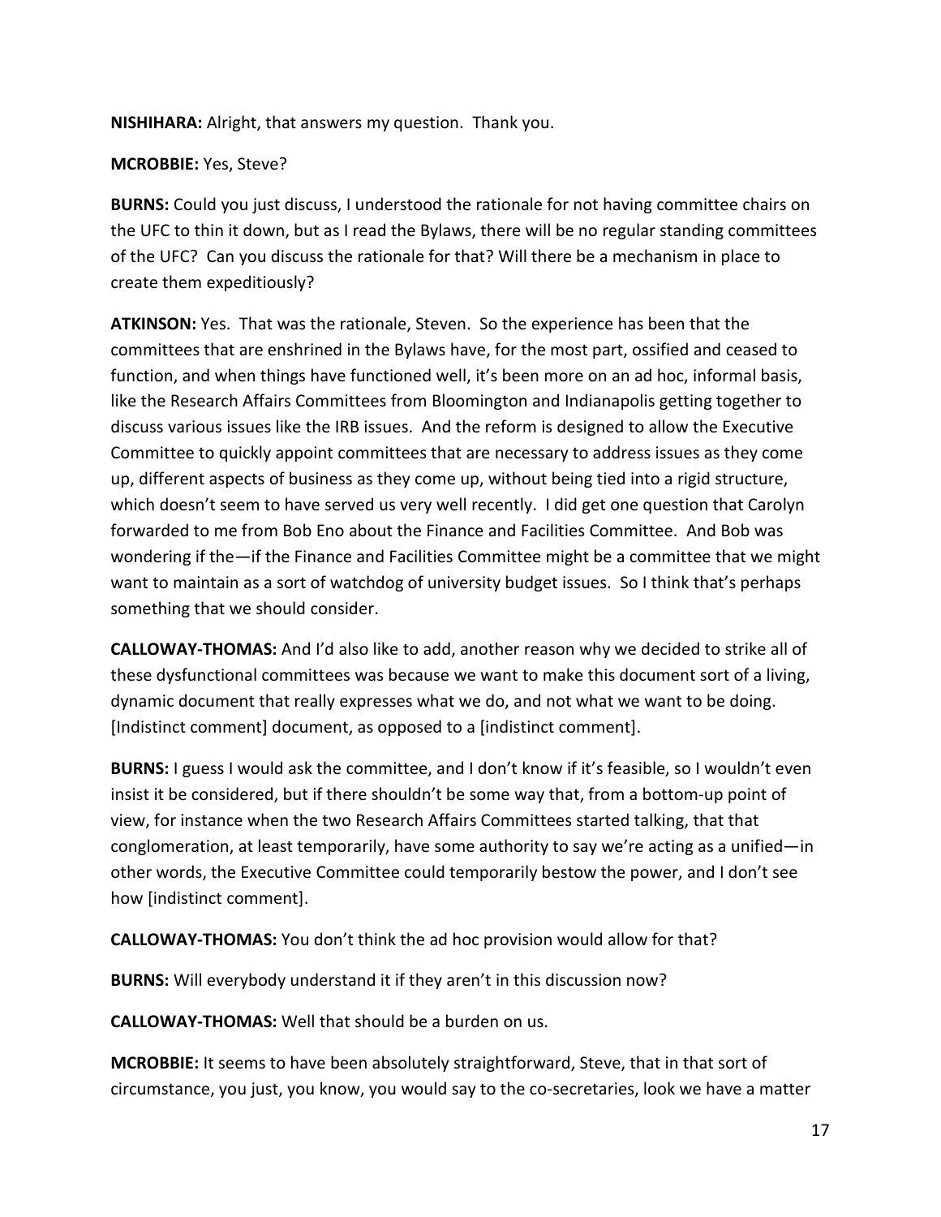**NISHIHARA:** Alright, that answers my question. Thank you.

**MCROBBIE:** Yes, Steve?

**BURNS:** Could you just discuss, I understood the rationale for not having committee chairs on the UFC to thin it down, but as I read the Bylaws, there will be no regular standing committees of the UFC? Can you discuss the rationale for that? Will there be a mechanism in place to create them expeditiously?

**ATKINSON:** Yes. That was the rationale, Steven. So the experience has been that the committees that are enshrined in the Bylaws have, for the most part, ossified and ceased to function, and when things have functioned well, it's been more on an ad hoc, informal basis, like the Research Affairs Committees from Bloomington and Indianapolis getting together to discuss various issues like the IRB issues. And the reform is designed to allow the Executive Committee to quickly appoint committees that are necessary to address issues as they come up, different aspects of business as they come up, without being tied into a rigid structure, which doesn't seem to have served us very well recently. I did get one question that Carolyn forwarded to me from Bob Eno about the Finance and Facilities Committee. And Bob was wondering if the—if the Finance and Facilities Committee might be a committee that we might want to maintain as a sort of watchdog of university budget issues. So I think that's perhaps something that we should consider.

**CALLOWAY-THOMAS:** And I'd also like to add, another reason why we decided to strike all of these dysfunctional committees was because we want to make this document sort of a living, dynamic document that really expresses what we do, and not what we want to be doing. [Indistinct comment] document, as opposed to a [indistinct comment].

**BURNS:** I guess I would ask the committee, and I don't know if it's feasible, so I wouldn't even insist it be considered, but if there shouldn't be some way that, from a bottom-up point of view, for instance when the two Research Affairs Committees started talking, that that conglomeration, at least temporarily, have some authority to say we're acting as a unified—in other words, the Executive Committee could temporarily bestow the power, and I don't see how [indistinct comment].

**CALLOWAY-THOMAS:** You don't think the ad hoc provision would allow for that?

**BURNS:** Will everybody understand it if they aren't in this discussion now?

**CALLOWAY-THOMAS:** Well that should be a burden on us.

**MCROBBIE:** It seems to have been absolutely straightforward, Steve, that in that sort of circumstance, you just, you know, you would say to the co-secretaries, look we have a matter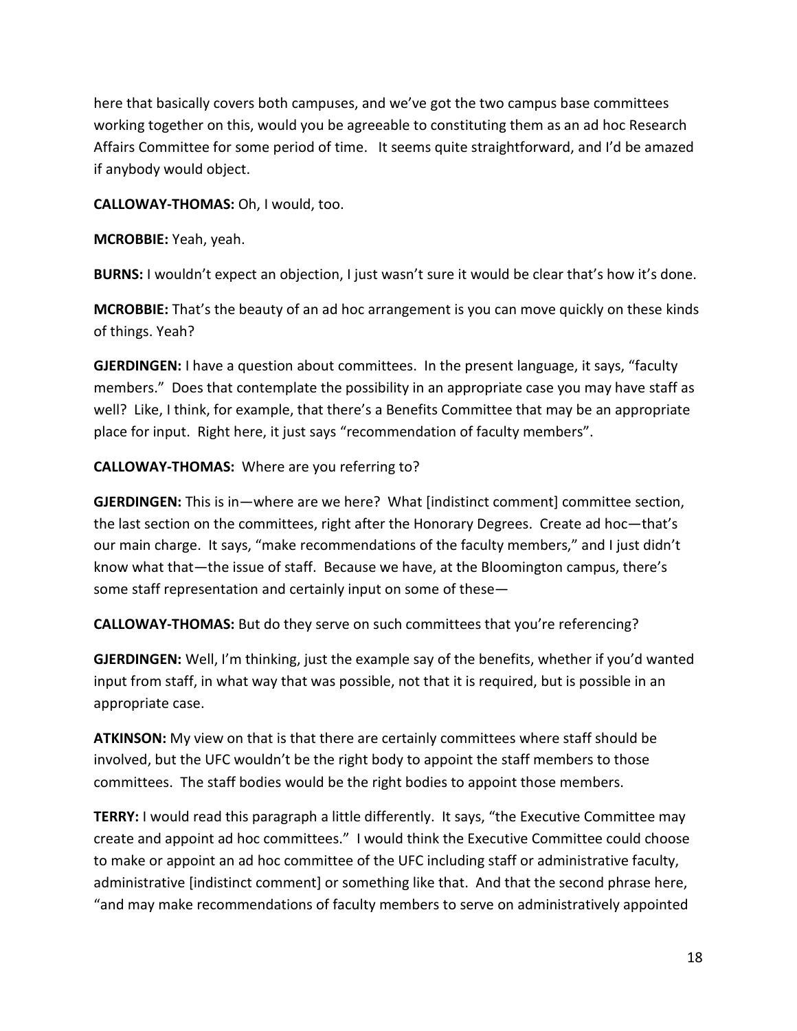here that basically covers both campuses, and we've got the two campus base committees working together on this, would you be agreeable to constituting them as an ad hoc Research Affairs Committee for some period of time. It seems quite straightforward, and I'd be amazed if anybody would object.

**CALLOWAY-THOMAS:** Oh, I would, too.

**MCROBBIE:** Yeah, yeah.

**BURNS:** I wouldn't expect an objection, I just wasn't sure it would be clear that's how it's done.

**MCROBBIE:** That's the beauty of an ad hoc arrangement is you can move quickly on these kinds of things. Yeah?

**GJERDINGEN:** I have a question about committees. In the present language, it says, "faculty members." Does that contemplate the possibility in an appropriate case you may have staff as well? Like, I think, for example, that there's a Benefits Committee that may be an appropriate place for input. Right here, it just says "recommendation of faculty members".

**CALLOWAY-THOMAS:** Where are you referring to?

**GJERDINGEN:** This is in—where are we here? What [indistinct comment] committee section, the last section on the committees, right after the Honorary Degrees. Create ad hoc—that's our main charge. It says, "make recommendations of the faculty members," and I just didn't know what that—the issue of staff. Because we have, at the Bloomington campus, there's some staff representation and certainly input on some of these—

**CALLOWAY-THOMAS:** But do they serve on such committees that you're referencing?

**GJERDINGEN:** Well, I'm thinking, just the example say of the benefits, whether if you'd wanted input from staff, in what way that was possible, not that it is required, but is possible in an appropriate case.

**ATKINSON:** My view on that is that there are certainly committees where staff should be involved, but the UFC wouldn't be the right body to appoint the staff members to those committees. The staff bodies would be the right bodies to appoint those members.

**TERRY:** I would read this paragraph a little differently. It says, "the Executive Committee may create and appoint ad hoc committees." I would think the Executive Committee could choose to make or appoint an ad hoc committee of the UFC including staff or administrative faculty, administrative [indistinct comment] or something like that. And that the second phrase here, "and may make recommendations of faculty members to serve on administratively appointed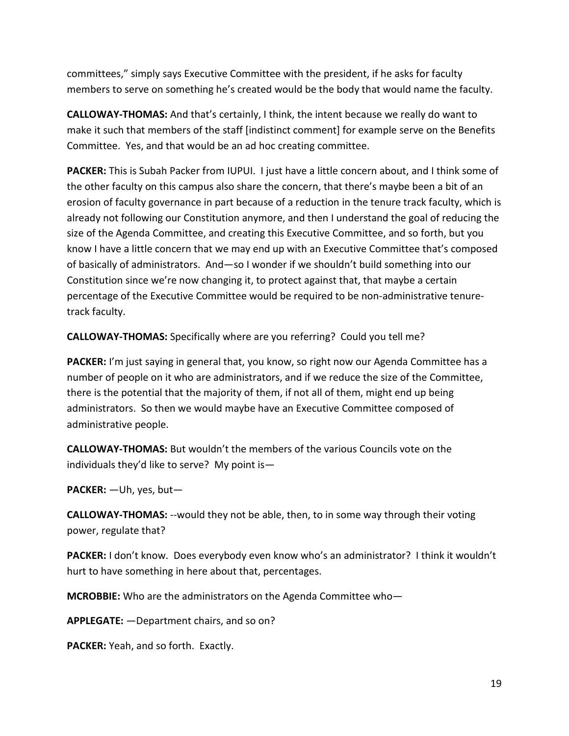committees," simply says Executive Committee with the president, if he asks for faculty members to serve on something he's created would be the body that would name the faculty.

**CALLOWAY-THOMAS:** And that's certainly, I think, the intent because we really do want to make it such that members of the staff [indistinct comment] for example serve on the Benefits Committee. Yes, and that would be an ad hoc creating committee.

**PACKER:** This is Subah Packer from IUPUI. I just have a little concern about, and I think some of the other faculty on this campus also share the concern, that there's maybe been a bit of an erosion of faculty governance in part because of a reduction in the tenure track faculty, which is already not following our Constitution anymore, and then I understand the goal of reducing the size of the Agenda Committee, and creating this Executive Committee, and so forth, but you know I have a little concern that we may end up with an Executive Committee that's composed of basically of administrators. And—so I wonder if we shouldn't build something into our Constitution since we're now changing it, to protect against that, that maybe a certain percentage of the Executive Committee would be required to be non-administrative tenure-track faculty.

**CALLOWAY-THOMAS:** Specifically where are you referring? Could you tell me?

**PACKER:** I'm just saying in general that, you know, so right now our Agenda Committee has a number of people on it who are administrators, and if we reduce the size of the Committee, there is the potential that the majority of them, if not all of them, might end up being administrators. So then we would maybe have an Executive Committee composed of administrative people.

**CALLOWAY-THOMAS:** But wouldn't the members of the various Councils vote on the individuals they'd like to serve? My point is—

**PACKER:** —Uh, yes, but—

**CALLOWAY-THOMAS:** --would they not be able, then, to in some way through their voting power, regulate that?

**PACKER:** I don't know. Does everybody even know who's an administrator? I think it wouldn't hurt to have something in here about that, percentages.

**MCROBBIE:** Who are the administrators on the Agenda Committee who—

**APPLEGATE:** —Department chairs, and so on?

**PACKER:** Yeah, and so forth. Exactly.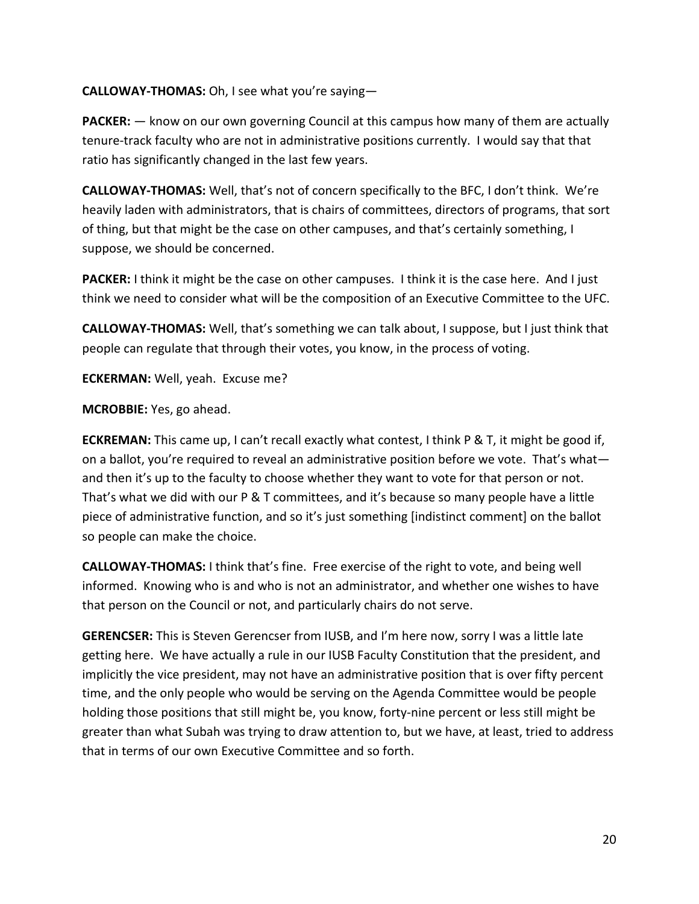**CALLOWAY-THOMAS:** Oh, I see what you're saying—

**PACKER:** — know on our own governing Council at this campus how many of them are actually tenure-track faculty who are not in administrative positions currently. I would say that that ratio has significantly changed in the last few years.

**CALLOWAY-THOMAS:** Well, that's not of concern specifically to the BFC, I don't think. We're heavily laden with administrators, that is chairs of committees, directors of programs, that sort of thing, but that might be the case on other campuses, and that's certainly something, I suppose, we should be concerned.

**PACKER:** I think it might be the case on other campuses. I think it is the case here. And I just think we need to consider what will be the composition of an Executive Committee to the UFC.

**CALLOWAY-THOMAS:** Well, that's something we can talk about, I suppose, but I just think that people can regulate that through their votes, you know, in the process of voting.

**ECKERMAN:** Well, yeah. Excuse me?

**MCROBBIE:** Yes, go ahead.

**ECKREMAN:** This came up, I can't recall exactly what contest, I think P & T, it might be good if, on a ballot, you're required to reveal an administrative position before we vote. That's what—and then it's up to the faculty to choose whether they want to vote for that person or not. That's what we did with our P & T committees, and it's because so many people have a little piece of administrative function, and so it's just something [indistinct comment] on the ballot so people can make the choice.

**CALLOWAY-THOMAS:** I think that's fine. Free exercise of the right to vote, and being well informed. Knowing who is and who is not an administrator, and whether one wishes to have that person on the Council or not, and particularly chairs do not serve.

**GERENCSER:** This is Steven Gerencser from IUSB, and I'm here now, sorry I was a little late getting here. We have actually a rule in our IUSB Faculty Constitution that the president, and implicitly the vice president, may not have an administrative position that is over fifty percent time, and the only people who would be serving on the Agenda Committee would be people holding those positions that still might be, you know, forty-nine percent or less still might be greater than what Subah was trying to draw attention to, but we have, at least, tried to address that in terms of our own Executive Committee and so forth.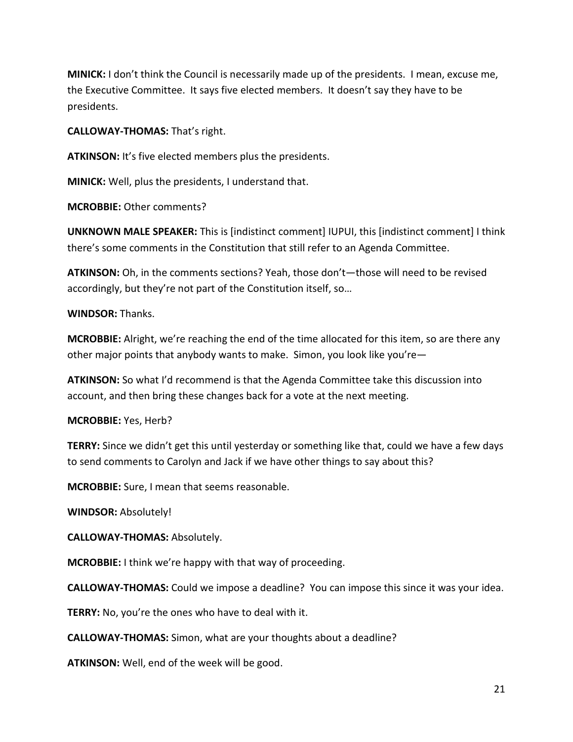**MINICK:** I don't think the Council is necessarily made up of the presidents. I mean, excuse me, the Executive Committee. It says five elected members. It doesn't say they have to be presidents.

**CALLOWAY-THOMAS:** That's right.

**ATKINSON:** It's five elected members plus the presidents.

**MINICK:** Well, plus the presidents, I understand that.

**MCROBBIE:** Other comments?

**UNKNOWN MALE SPEAKER:** This is [indistinct comment] IUPUI, this [indistinct comment] I think there's some comments in the Constitution that still refer to an Agenda Committee.

**ATKINSON:** Oh, in the comments sections? Yeah, those don't—those will need to be revised accordingly, but they're not part of the Constitution itself, so…

**WINDSOR:** Thanks.

**MCROBBIE:** Alright, we're reaching the end of the time allocated for this item, so are there any other major points that anybody wants to make. Simon, you look like you're—

**ATKINSON:** So what I'd recommend is that the Agenda Committee take this discussion into account, and then bring these changes back for a vote at the next meeting.

**MCROBBIE:** Yes, Herb?

**TERRY:** Since we didn't get this until yesterday or something like that, could we have a few days to send comments to Carolyn and Jack if we have other things to say about this?

**MCROBBIE:** Sure, I mean that seems reasonable.

**WINDSOR:** Absolutely!

**CALLOWAY-THOMAS:** Absolutely.

**MCROBBIE:** I think we're happy with that way of proceeding.

**CALLOWAY-THOMAS:** Could we impose a deadline? You can impose this since it was your idea.

**TERRY:** No, you're the ones who have to deal with it.

**CALLOWAY-THOMAS:** Simon, what are your thoughts about a deadline?

**ATKINSON:** Well, end of the week will be good.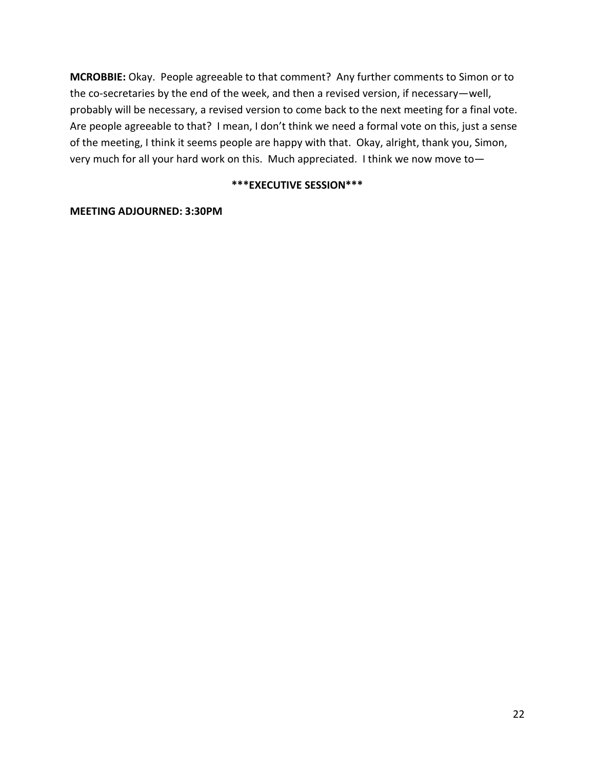**MCROBBIE:** Okay. People agreeable to that comment? Any further comments to Simon or to the co-secretaries by the end of the week, and then a revised version, if necessary—well, probably will be necessary, a revised version to come back to the next meeting for a final vote. Are people agreeable to that? I mean, I don't think we need a formal vote on this, just a sense of the meeting, I think it seems people are happy with that. Okay, alright, thank you, Simon, very much for all your hard work on this. Much appreciated. I think we now move to—

**\*\*\*EXECUTIVE SESSION\*\*\***

**MEETING ADJOURNED: 3:30PM**